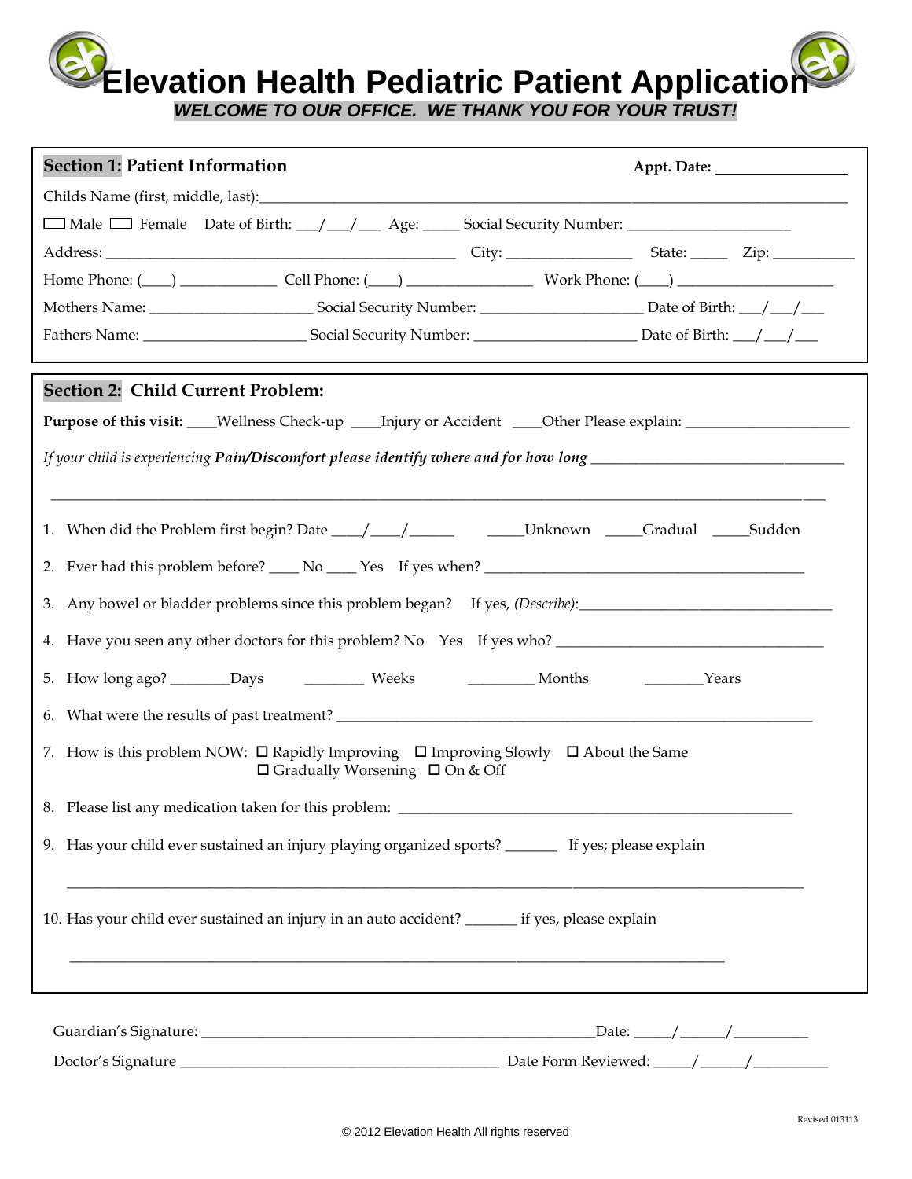# Elevation Health Pediatric Patient Application

***WELCOME TO OUR OFFICE. WE THANK YOU FOR YOUR TRUST!***

## Section 1: Patient Information

**Appt. Date:** ________________

Childs Name (first, middle, last):______________________________________________________________

☐ Male ☐ Female Date of Birth: ___/___/___ Age: _____ Social Security Number: _____________________

Address: ______________________________________________ City: ________________ State: _____ Zip: ___________

Home Phone: (____) ____________ Cell Phone: (____) ________________ Work Phone: (____) ____________________

Mothers Name: _____________________ Social Security Number: _____________________ Date of Birth: ___/___/___

Fathers Name: _____________________ Social Security Number: _____________________ Date of Birth: ___/___/___

## Section 2: Child Current Problem:

**Purpose of this visit:** ____Wellness Check-up ____Injury or Accident ____Other Please explain: ____________________

*If your child is experiencing* ***Pain/Discomfort please identify where and for how long*** ________________________________

______________________________________________________________________________________________

1. When did the Problem first begin? Date ____/____/______ _____Unknown _____Gradual _____Sudden
2. Ever had this problem before? ____ No ____ Yes If yes when? ________________________________________
3. Any bowel or bladder problems since this problem began? If yes, *(Describe)*:________________________________
4. Have you seen any other doctors for this problem? No Yes If yes who? ___________________________________
5. How long ago? ________Days ________ Weeks ________ Months ________Years
6. What were the results of past treatment? ____________________________________________________________
7. How is this problem NOW: ☐ Rapidly Improving ☐ Improving Slowly ☐ About the Same ☐ Gradually Worsening ☐ On & Off
8. Please list any medication taken for this problem: ________________________________________________
9. Has your child ever sustained an injury playing organized sports? _______ If yes; please explain

   ________________________________________________________________________________________
10. Has your child ever sustained an injury in an auto accident? _______ if yes, please explain

    ________________________________________________________________________________________

Guardian's Signature: _____________________________________________Date: _____/______/__________

Doctor's Signature ________________________________________ Date Form Reviewed: _____/______/__________

Revised 013113

© 2012 Elevation Health All rights reserved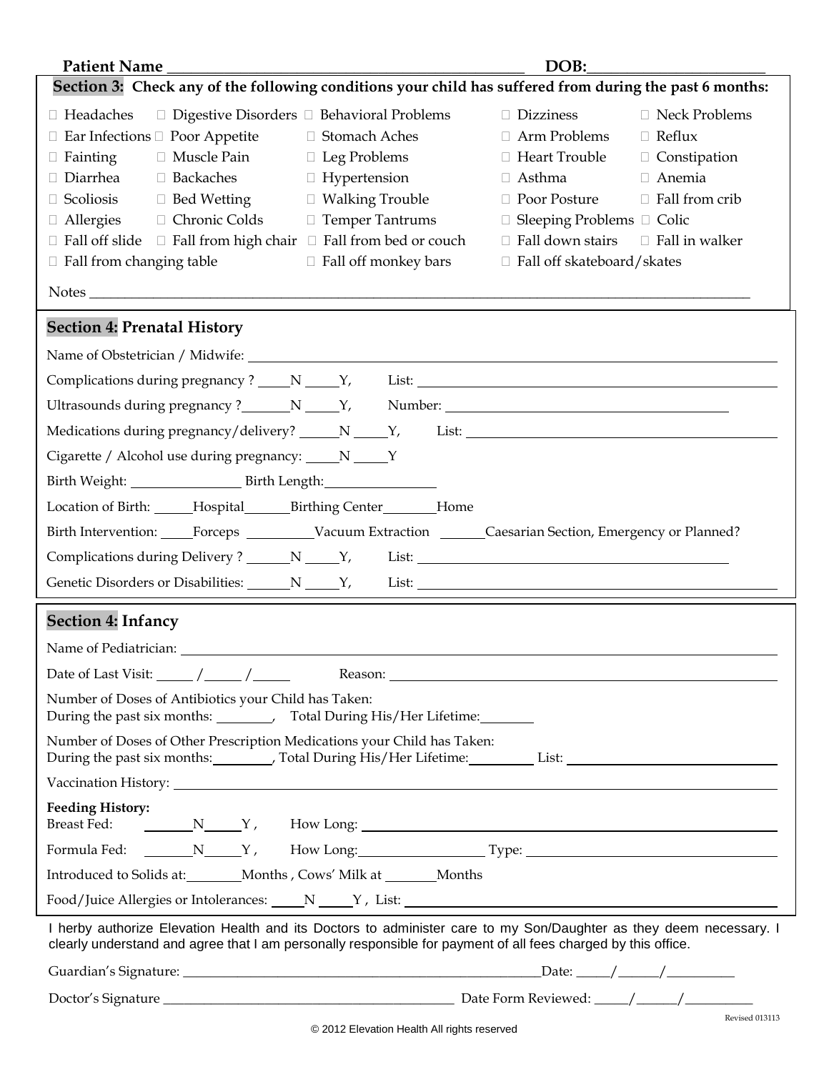**Patient Name** ______________________________________________ **DOB:**______________________

**Section 3: Check any of the following conditions your child has suffered from during the past 6 months:**

| | | | | |
|---|---|---|---|---|
| ☐ Headaches | ☐ Digestive Disorders | ☐ Behavioral Problems | ☐ Dizziness | ☐ Neck Problems |
| ☐ Ear Infections | ☐ Poor Appetite | ☐ Stomach Aches | ☐ Arm Problems | ☐ Reflux |
| ☐ Fainting | ☐ Muscle Pain | ☐ Leg Problems | ☐ Heart Trouble | ☐ Constipation |
| ☐ Diarrhea | ☐ Backaches | ☐ Hypertension | ☐ Asthma | ☐ Anemia |
| ☐ Scoliosis | ☐ Bed Wetting | ☐ Walking Trouble | ☐ Poor Posture | ☐ Fall from crib |
| ☐ Allergies | ☐ Chronic Colds | ☐ Temper Tantrums | ☐ Sleeping Problems | ☐ Colic |
| ☐ Fall off slide | ☐ Fall from high chair | ☐ Fall from bed or couch | ☐ Fall down stairs | ☐ Fall in walker |
| ☐ Fall from changing table | | ☐ Fall off monkey bars | ☐ Fall off skateboard/skates | |

Notes ____________________________________________________________________________________

## Section 4: Prenatal History

Name of Obstetrician / Midwife: ______________________________________________

Complications during pregnancy ? _____N _____Y, List: ______________________________

Ultrasounds during pregnancy ?_______N _____Y, Number: ______________________________

Medications during pregnancy/delivery? ______N _____Y, List: ______________________________

Cigarette / Alcohol use during pregnancy: _____N _____Y

Birth Weight: ________________ Birth Length:________________

Location of Birth: ______Hospital______Birthing Center_______Home

Birth Intervention: _____Forceps _________Vacuum Extraction ______Caesarian Section, Emergency or Planned?

Complications during Delivery ? ______N _____Y, List: ______________________________

Genetic Disorders or Disabilities: ______N _____Y, List: ______________________________

## Section 4: Infancy

Name of Pediatrician: ______________________________________________

Date of Last Visit: _____ /_____ /_____ Reason: ______________________________

Number of Doses of Antibiotics your Child has Taken:
During the past six months: ________, Total During His/Her Lifetime:_______

Number of Doses of Other Prescription Medications your Child has Taken:
During the past six months:________, Total During His/Her Lifetime:_________ List: ______________________________

Vaccination History: ______________________________________________

**Feeding History:**
Breast Fed: _______N_____Y , How Long: ______________________________

Formula Fed: _______N_____Y , How Long:_________________ Type: ______________________________

Introduced to Solids at:________Months , Cows' Milk at _______Months

Food/Juice Allergies or Intolerances: _____N _____Y , List: ______________________________

I herby authorize Elevation Health and its Doctors to administer care to my Son/Daughter as they deem necessary. I clearly understand and agree that I am personally responsible for payment of all fees charged by this office.

Guardian's Signature: _____________________________________________Date: _____/______/__________

Doctor's Signature ______________________________________ Date Form Reviewed: _____/______/__________

Revised 013113

© 2012 Elevation Health All rights reserved